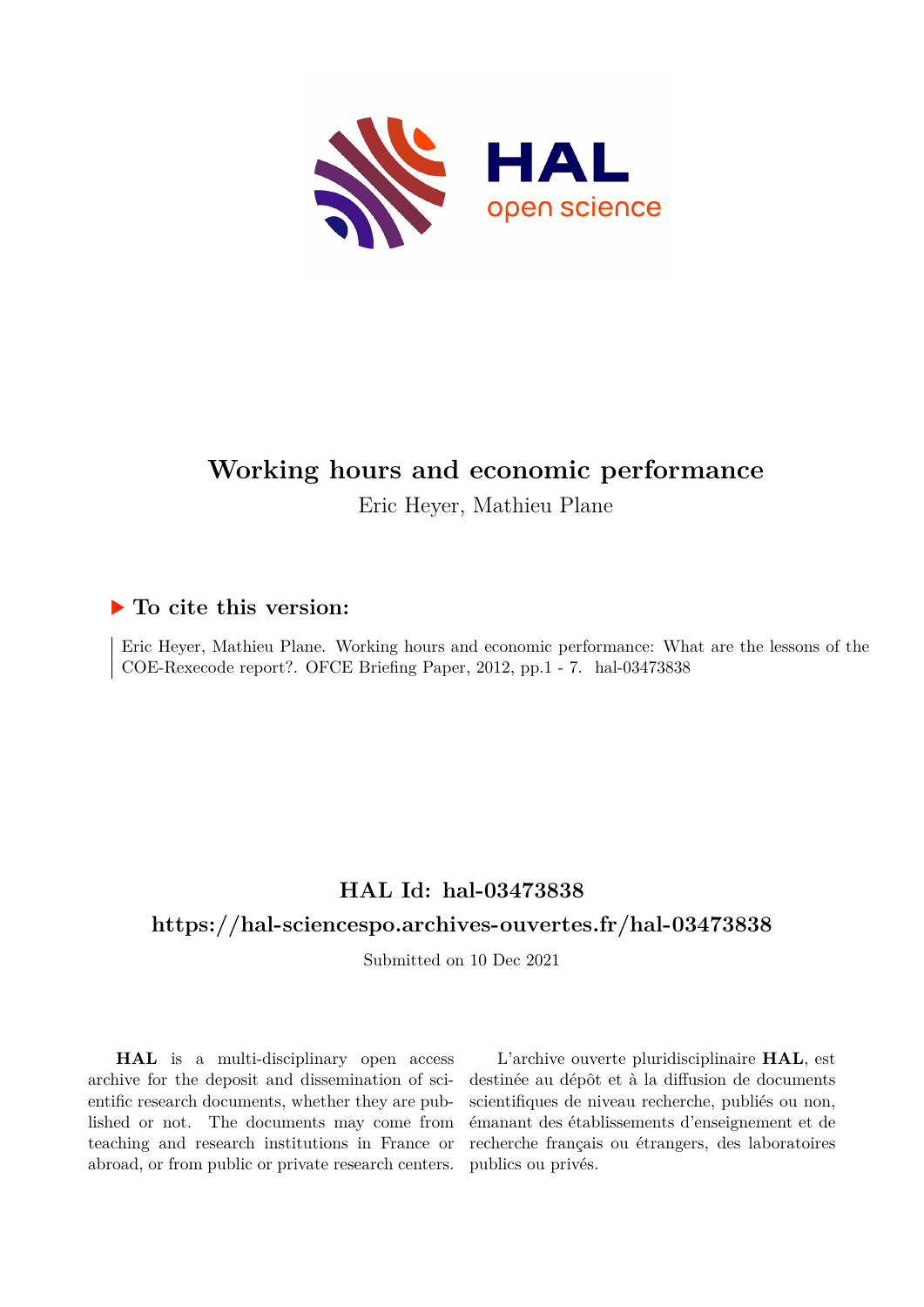# Working hours and economic performance

Eric Heyer, Mathieu Plane

## ▶ To cite this version:

Eric Heyer, Mathieu Plane. Working hours and economic performance: What are the lessons of the COE-Rexecode report?. OFCE Briefing Paper, 2012, pp.1 - 7. hal-03473838

## HAL Id: hal-03473838

## https://hal-sciencespo.archives-ouvertes.fr/hal-03473838

Submitted on 10 Dec 2021

**HAL** is a multi-disciplinary open access archive for the deposit and dissemination of scientific research documents, whether they are published or not. The documents may come from teaching and research institutions in France or abroad, or from public or private research centers.

L'archive ouverte pluridisciplinaire **HAL**, est destinée au dépôt et à la diffusion de documents scientifiques de niveau recherche, publiés ou non, émanant des établissements d'enseignement et de recherche français ou étrangers, des laboratoires publics ou privés.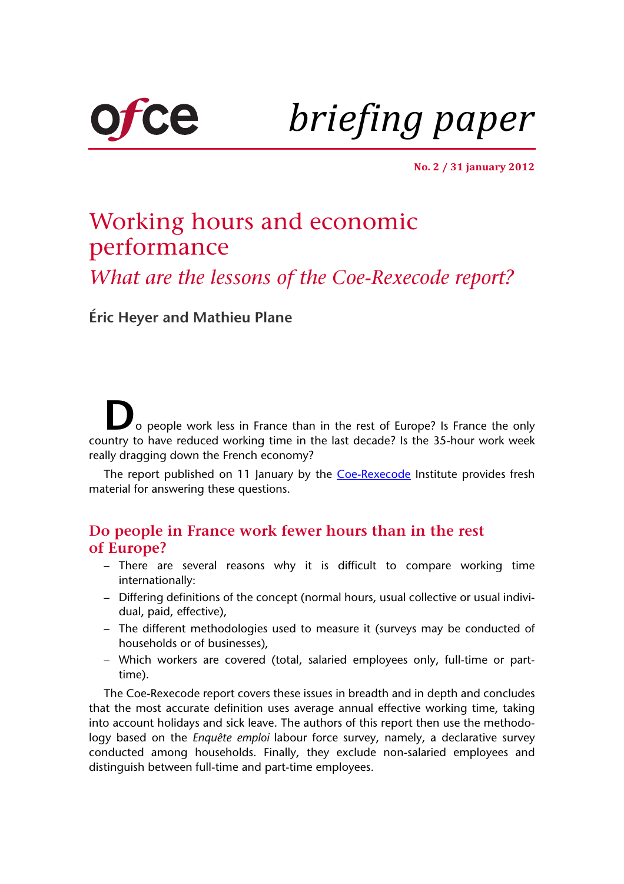ofce

*briefing paper*

**No. 2 / 31 january 2012**

# Working hours and economic performance

## *What are the lessons of the Coe-Rexecode report?*

**Éric Heyer and Mathieu Plane**

Do people work less in France than in the rest of Europe? Is France the only country to have reduced working time in the last decade? Is the 35-hour work week really dragging down the French economy?

The report published on 11 January by the Coe-Rexecode Institute provides fresh material for answering these questions.

## Do people in France work fewer hours than in the rest of Europe?

- There are several reasons why it is difficult to compare working time internationally:
- Differing definitions of the concept (normal hours, usual collective or usual individual, paid, effective),
- The different methodologies used to measure it (surveys may be conducted of households or of businesses),
- Which workers are covered (total, salaried employees only, full-time or part-time).

The Coe-Rexecode report covers these issues in breadth and in depth and concludes that the most accurate definition uses average annual effective working time, taking into account holidays and sick leave. The authors of this report then use the methodology based on the *Enquête emploi* labour force survey, namely, a declarative survey conducted among households. Finally, they exclude non-salaried employees and distinguish between full-time and part-time employees.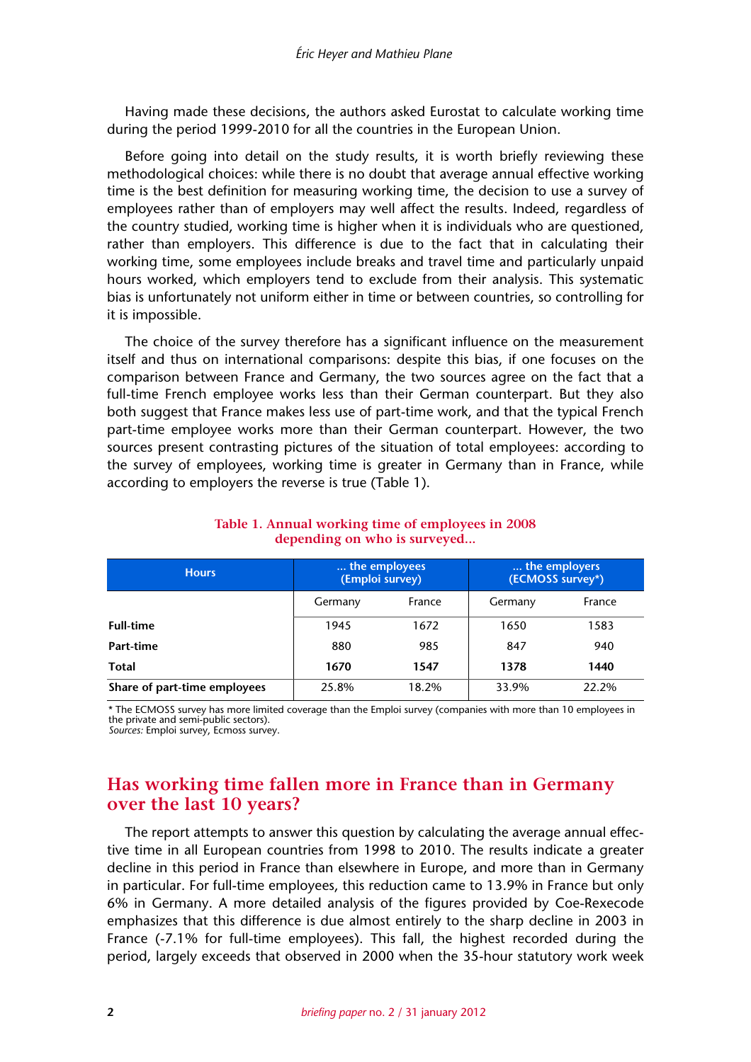Having made these decisions, the authors asked Eurostat to calculate working time during the period 1999-2010 for all the countries in the European Union.

Before going into detail on the study results, it is worth briefly reviewing these methodological choices: while there is no doubt that average annual effective working time is the best definition for measuring working time, the decision to use a survey of employees rather than of employers may well affect the results. Indeed, regardless of the country studied, working time is higher when it is individuals who are questioned, rather than employers. This difference is due to the fact that in calculating their working time, some employees include breaks and travel time and particularly unpaid hours worked, which employers tend to exclude from their analysis. This systematic bias is unfortunately not uniform either in time or between countries, so controlling for it is impossible.

The choice of the survey therefore has a significant influence on the measurement itself and thus on international comparisons: despite this bias, if one focuses on the comparison between France and Germany, the two sources agree on the fact that a full-time French employee works less than their German counterpart. But they also both suggest that France makes less use of part-time work, and that the typical French part-time employee works more than their German counterpart. However, the two sources present contrasting pictures of the situation of total employees: according to the survey of employees, working time is greater in Germany than in France, while according to employers the reverse is true (Table 1).

**Table 1. Annual working time of employees in 2008 depending on who is surveyed...**

| Hours | ... the employees (Emploi survey) | | ... the employers (ECMOSS survey*) | |
|---|---|---|---|---|
| | Germany | France | Germany | France |
| **Full-time** | 1945 | 1672 | 1650 | 1583 |
| **Part-time** | 880 | 985 | 847 | 940 |
| **Total** | **1670** | **1547** | **1378** | **1440** |
| **Share of part-time employees** | 25.8% | 18.2% | 33.9% | 22.2% |

* The ECMOSS survey has more limited coverage than the Emploi survey (companies with more than 10 employees in the private and semi-public sectors).
*Sources:* Emploi survey, Ecmoss survey.

## Has working time fallen more in France than in Germany over the last 10 years?

The report attempts to answer this question by calculating the average annual effective time in all European countries from 1998 to 2010. The results indicate a greater decline in this period in France than elsewhere in Europe, and more than in Germany in particular. For full-time employees, this reduction came to 13.9% in France but only 6% in Germany. A more detailed analysis of the figures provided by Coe-Rexecode emphasizes that this difference is due almost entirely to the sharp decline in 2003 in France (-7.1% for full-time employees). This fall, the highest recorded during the period, largely exceeds that observed in 2000 when the 35-hour statutory work week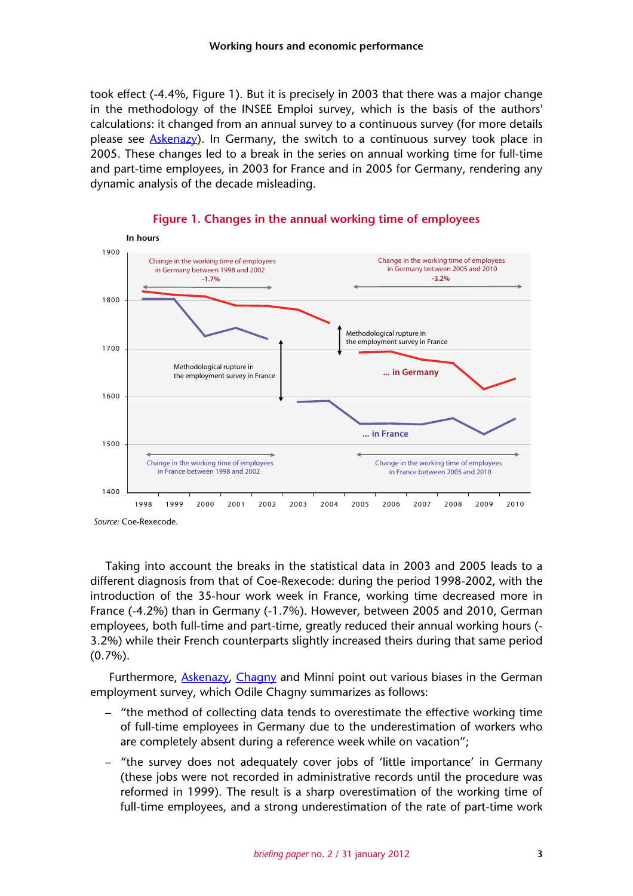took effect (-4.4%, Figure 1). But it is precisely in 2003 that there was a major change in the methodology of the INSEE Emploi survey, which is the basis of the authors' calculations: it changed from an annual survey to a continuous survey (for more details please see [Askenazy](Askenazy)). In Germany, the switch to a continuous survey took place in 2005. These changes led to a break in the series on annual working time for full-time and part-time employees, in 2003 for France and in 2005 for Germany, rendering any dynamic analysis of the decade misleading.

**Figure 1. Changes in the annual working time of employees**

Source: Coe-Rexecode.

Taking into account the breaks in the statistical data in 2003 and 2005 leads to a different diagnosis from that of Coe-Rexecode: during the period 1998-2002, with the introduction of the 35-hour work week in France, working time decreased more in France (-4.2%) than in Germany (-1.7%). However, between 2005 and 2010, German employees, both full-time and part-time, greatly reduced their annual working hours (-3.2%) while their French counterparts slightly increased theirs during that same period (0.7%).

Furthermore, Askenazy, Chagny and Minni point out various biases in the German employment survey, which Odile Chagny summarizes as follows:

- "the method of collecting data tends to overestimate the effective working time of full-time employees in Germany due to the underestimation of workers who are completely absent during a reference week while on vacation";
- "the survey does not adequately cover jobs of 'little importance' in Germany (these jobs were not recorded in administrative records until the procedure was reformed in 1999). The result is a sharp overestimation of the working time of full-time employees, and a strong underestimation of the rate of part-time work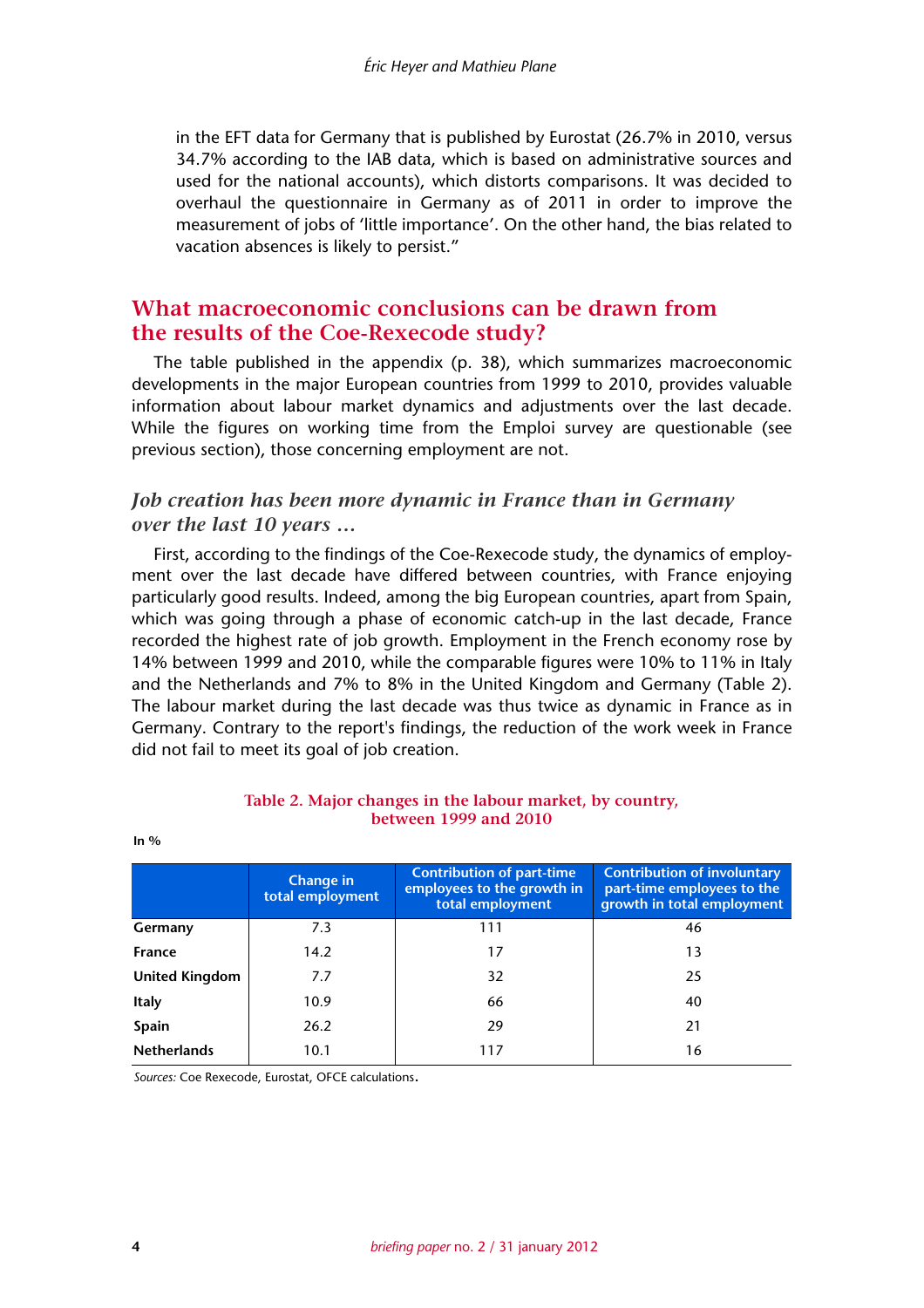in the EFT data for Germany that is published by Eurostat (26.7% in 2010, versus 34.7% according to the IAB data, which is based on administrative sources and used for the national accounts), which distorts comparisons. It was decided to overhaul the questionnaire in Germany as of 2011 in order to improve the measurement of jobs of 'little importance'. On the other hand, the bias related to vacation absences is likely to persist."

## What macroeconomic conclusions can be drawn from the results of the Coe-Rexecode study?

The table published in the appendix (p. 38), which summarizes macroeconomic developments in the major European countries from 1999 to 2010, provides valuable information about labour market dynamics and adjustments over the last decade. While the figures on working time from the Emploi survey are questionable (see previous section), those concerning employment are not.

### *Job creation has been more dynamic in France than in Germany over the last 10 years …*

First, according to the findings of the Coe-Rexecode study, the dynamics of employment over the last decade have differed between countries, with France enjoying particularly good results. Indeed, among the big European countries, apart from Spain, which was going through a phase of economic catch-up in the last decade, France recorded the highest rate of job growth. Employment in the French economy rose by 14% between 1999 and 2010, while the comparable figures were 10% to 11% in Italy and the Netherlands and 7% to 8% in the United Kingdom and Germany (Table 2). The labour market during the last decade was thus twice as dynamic in France as in Germany. Contrary to the report's findings, the reduction of the work week in France did not fail to meet its goal of job creation.

**Table 2. Major changes in the labour market, by country, between 1999 and 2010**

In %

| | Change in total employment | Contribution of part-time employees to the growth in total employment | Contribution of involuntary part-time employees to the growth in total employment |
|---|---|---|---|
| **Germany** | 7.3 | 111 | 46 |
| **France** | 14.2 | 17 | 13 |
| **United Kingdom** | 7.7 | 32 | 25 |
| **Italy** | 10.9 | 66 | 40 |
| **Spain** | 26.2 | 29 | 21 |
| **Netherlands** | 10.1 | 117 | 16 |

*Sources:* Coe Rexecode, Eurostat, OFCE calculations.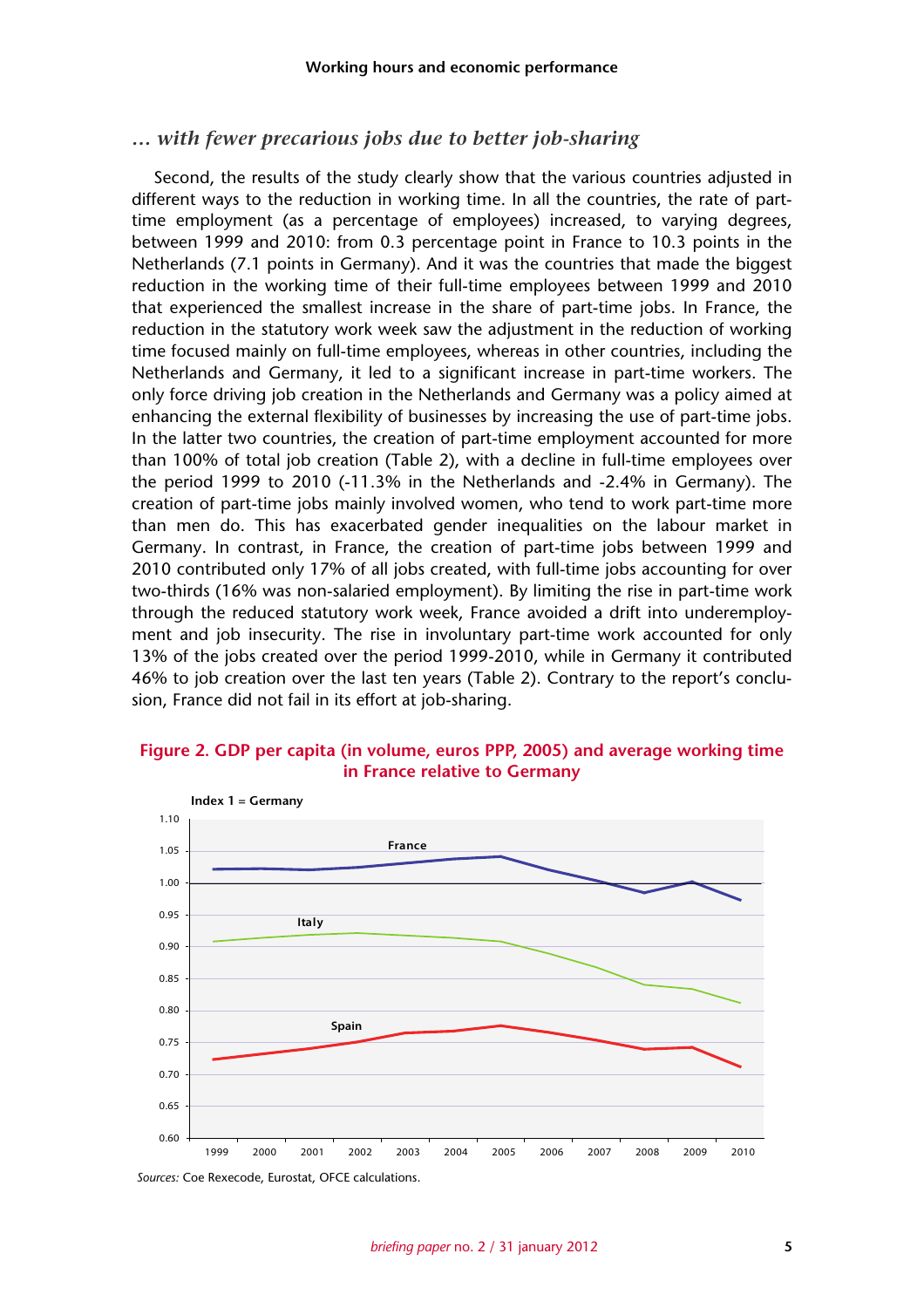### … with fewer precarious jobs due to better job-sharing

Second, the results of the study clearly show that the various countries adjusted in different ways to the reduction in working time. In all the countries, the rate of part-time employment (as a percentage of employees) increased, to varying degrees, between 1999 and 2010: from 0.3 percentage point in France to 10.3 points in the Netherlands (7.1 points in Germany). And it was the countries that made the biggest reduction in the working time of their full-time employees between 1999 and 2010 that experienced the smallest increase in the share of part-time jobs. In France, the reduction in the statutory work week saw the adjustment in the reduction of working time focused mainly on full-time employees, whereas in other countries, including the Netherlands and Germany, it led to a significant increase in part-time workers. The only force driving job creation in the Netherlands and Germany was a policy aimed at enhancing the external flexibility of businesses by increasing the use of part-time jobs. In the latter two countries, the creation of part-time employment accounted for more than 100% of total job creation (Table 2), with a decline in full-time employees over the period 1999 to 2010 (-11.3% in the Netherlands and -2.4% in Germany). The creation of part-time jobs mainly involved women, who tend to work part-time more than men do. This has exacerbated gender inequalities on the labour market in Germany. In contrast, in France, the creation of part-time jobs between 1999 and 2010 contributed only 17% of all jobs created, with full-time jobs accounting for over two-thirds (16% was non-salaried employment). By limiting the rise in part-time work through the reduced statutory work week, France avoided a drift into underemployment and job insecurity. The rise in involuntary part-time work accounted for only 13% of the jobs created over the period 1999-2010, while in Germany it contributed 46% to job creation over the last ten years (Table 2). Contrary to the report's conclusion, France did not fail in its effort at job-sharing.

**Figure 2. GDP per capita (in volume, euros PPP, 2005) and average working time in France relative to Germany**

Index 1 = Germany

Sources: Coe Rexecode, Eurostat, OFCE calculations.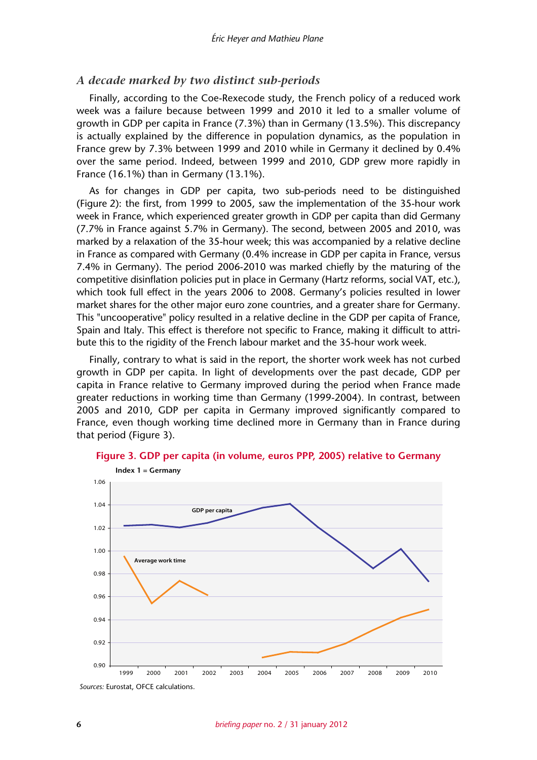## *A decade marked by two distinct sub-periods*

Finally, according to the Coe-Rexecode study, the French policy of a reduced work week was a failure because between 1999 and 2010 it led to a smaller volume of growth in GDP per capita in France (7.3%) than in Germany (13.5%). This discrepancy is actually explained by the difference in population dynamics, as the population in France grew by 7.3% between 1999 and 2010 while in Germany it declined by 0.4% over the same period. Indeed, between 1999 and 2010, GDP grew more rapidly in France (16.1%) than in Germany (13.1%).

As for changes in GDP per capita, two sub-periods need to be distinguished (Figure 2): the first, from 1999 to 2005, saw the implementation of the 35-hour work week in France, which experienced greater growth in GDP per capita than did Germany (7.7% in France against 5.7% in Germany). The second, between 2005 and 2010, was marked by a relaxation of the 35-hour week; this was accompanied by a relative decline in France as compared with Germany (0.4% increase in GDP per capita in France, versus 7.4% in Germany). The period 2006-2010 was marked chiefly by the maturing of the competitive disinflation policies put in place in Germany (Hartz reforms, social VAT, etc.), which took full effect in the years 2006 to 2008. Germany's policies resulted in lower market shares for the other major euro zone countries, and a greater share for Germany. This "uncooperative" policy resulted in a relative decline in the GDP per capita of France, Spain and Italy. This effect is therefore not specific to France, making it difficult to attribute this to the rigidity of the French labour market and the 35-hour work week.

Finally, contrary to what is said in the report, the shorter work week has not curbed growth in GDP per capita. In light of developments over the past decade, GDP per capita in France relative to Germany improved during the period when France made greater reductions in working time than Germany (1999-2004). In contrast, between 2005 and 2010, GDP per capita in Germany improved significantly compared to France, even though working time declined more in Germany than in France during that period (Figure 3).

**Figure 3. GDP per capita (in volume, euros PPP, 2005) relative to Germany**

Index 1 = Germany

*Sources:* Eurostat, OFCE calculations.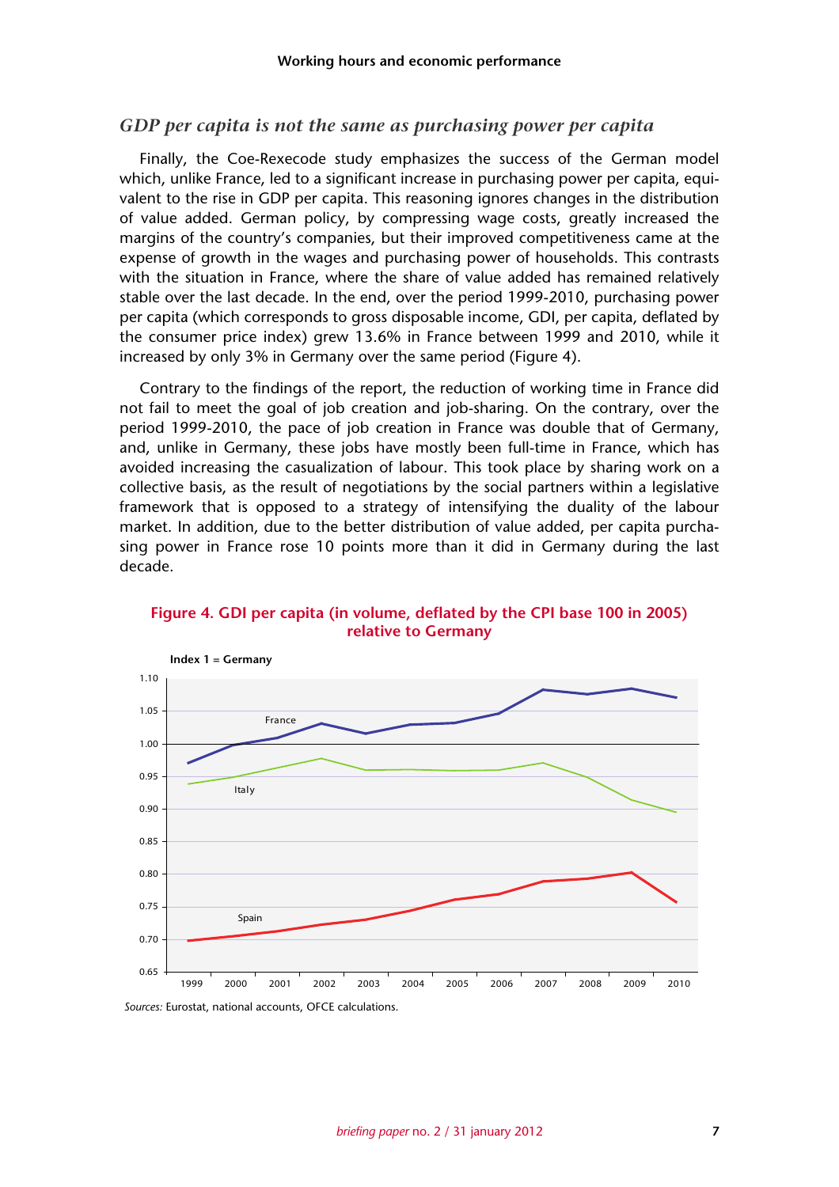## *GDP per capita is not the same as purchasing power per capita*

Finally, the Coe-Rexecode study emphasizes the success of the German model which, unlike France, led to a significant increase in purchasing power per capita, equivalent to the rise in GDP per capita. This reasoning ignores changes in the distribution of value added. German policy, by compressing wage costs, greatly increased the margins of the country's companies, but their improved competitiveness came at the expense of growth in the wages and purchasing power of households. This contrasts with the situation in France, where the share of value added has remained relatively stable over the last decade. In the end, over the period 1999-2010, purchasing power per capita (which corresponds to gross disposable income, GDI, per capita, deflated by the consumer price index) grew 13.6% in France between 1999 and 2010, while it increased by only 3% in Germany over the same period (Figure 4).

Contrary to the findings of the report, the reduction of working time in France did not fail to meet the goal of job creation and job-sharing. On the contrary, over the period 1999-2010, the pace of job creation in France was double that of Germany, and, unlike in Germany, these jobs have mostly been full-time in France, which has avoided increasing the casualization of labour. This took place by sharing work on a collective basis, as the result of negotiations by the social partners within a legislative framework that is opposed to a strategy of intensifying the duality of the labour market. In addition, due to the better distribution of value added, per capita purchasing power in France rose 10 points more than it did in Germany during the last decade.

**Figure 4. GDI per capita (in volume, deflated by the CPI base 100 in 2005) relative to Germany**

Index 1 = Germany

1.10
1.05
1.00
0.95
0.90
0.85
0.80
0.75
0.70
0.65

France
Italy
Spain

1999 2000 2001 2002 2003 2004 2005 2006 2007 2008 2009 2010

*Sources:* Eurostat, national accounts, OFCE calculations.